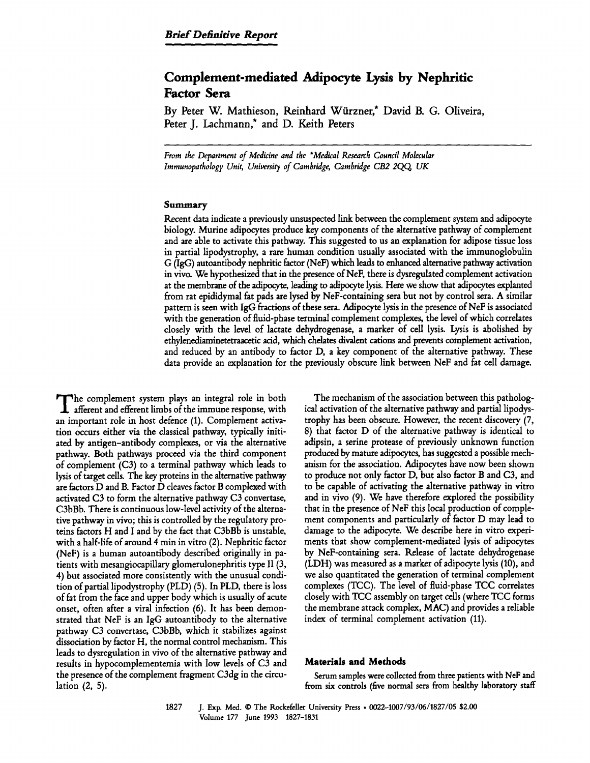*Brief Definitive Report*

# Complement-mediated Adipocyte Lysis by Nephritic Factor Sera

By Peter W. Mathieson, Reinhard Würzner,* David B. G. Oliveira, Peter J. Lachmann,* and D. Keith Peters

*From the Department of Medicine and the *Medical Research Council Molecular Immunopathology Unit, University of Cambridge, Cambridge CB2 2QQ, UK*

## Summary

Recent data indicate a previously unsuspected link between the complement system and adipocyte biology. Murine adipocytes produce key components of the alternative pathway of complement and are able to activate this pathway. This suggested to us an explanation for adipose tissue loss in partial lipodystrophy, a rare human condition usually associated with the immunoglobulin G (IgG) autoantibody nephritic factor (NeF) which leads to enhanced alternative pathway activation in vivo. We hypothesized that in the presence of NeF, there is dysregulated complement activation at the membrane of the adipocyte, leading to adipocyte lysis. Here we show that adipocytes explanted from rat epididymal fat pads are lysed by NeF-containing sera but not by control sera. A similar pattern is seen with IgG fractions of these sera. Adipocyte lysis in the presence of NeF is associated with the generation of fluid-phase terminal complement complexes, the level of which correlates closely with the level of lactate dehydrogenase, a marker of cell lysis. Lysis is abolished by ethylenediaminetetraacetic acid, which chelates divalent cations and prevents complement activation, and reduced by an antibody to factor D, a key component of the alternative pathway. These data provide an explanation for the previously obscure link between NeF and fat cell damage.

The complement system plays an integral role in both afferent and efferent limbs of the immune response, with an important role in host defence (1). Complement activation occurs either via the classical pathway, typically initiated by antigen–antibody complexes, or via the alternative pathway. Both pathways proceed via the third component of complement (C3) to a terminal pathway which leads to lysis of target cells. The key proteins in the alternative pathway are factors D and B. Factor D cleaves factor B complexed with activated C3 to form the alternative pathway C3 convertase, C3bBb. There is continuous low-level activity of the alternative pathway in vivo; this is controlled by the regulatory proteins factors H and I and by the fact that C3bBb is unstable, with a half-life of around 4 min in vitro (2). Nephritic factor (NeF) is a human autoantibody described originally in patients with mesangiocapillary glomerulonephritis type II (3, 4) but associated more consistently with the unusual condition of partial lipodystrophy (PLD) (5). In PLD, there is loss of fat from the face and upper body which is usually of acute onset, often after a viral infection (6). It has been demonstrated that NeF is an IgG autoantibody to the alternative pathway C3 convertase, C3bBb, which it stabilizes against dissociation by factor H, the normal control mechanism. This leads to dysregulation in vivo of the alternative pathway and results in hypocomplementemia with low levels of C3 and the presence of the complement fragment C3dg in the circulation (2, 5).

The mechanism of the association between this pathological activation of the alternative pathway and partial lipodystrophy has been obscure. However, the recent discovery (7, 8) that factor D of the alternative pathway is identical to adipsin, a serine protease of previously unknown function produced by mature adipocytes, has suggested a possible mechanism for the association. Adipocytes have now been shown to produce not only factor D, but also factor B and C3, and to be capable of activating the alternative pathway in vitro and in vivo (9). We have therefore explored the possibility that in the presence of NeF this local production of complement components and particularly of factor D may lead to damage to the adipocyte. We describe here in vitro experiments that show complement-mediated lysis of adipocytes by NeF-containing sera. Release of lactate dehydrogenase (LDH) was measured as a marker of adipocyte lysis (10), and we also quantitated the generation of terminal complement complexes (TCC). The level of fluid-phase TCC correlates closely with TCC assembly on target cells (where TCC forms the membrane attack complex, MAC) and provides a reliable index of terminal complement activation (11).

## Materials and Methods

Serum samples were collected from three patients with NeF and from six controls (five normal sera from healthy laboratory staff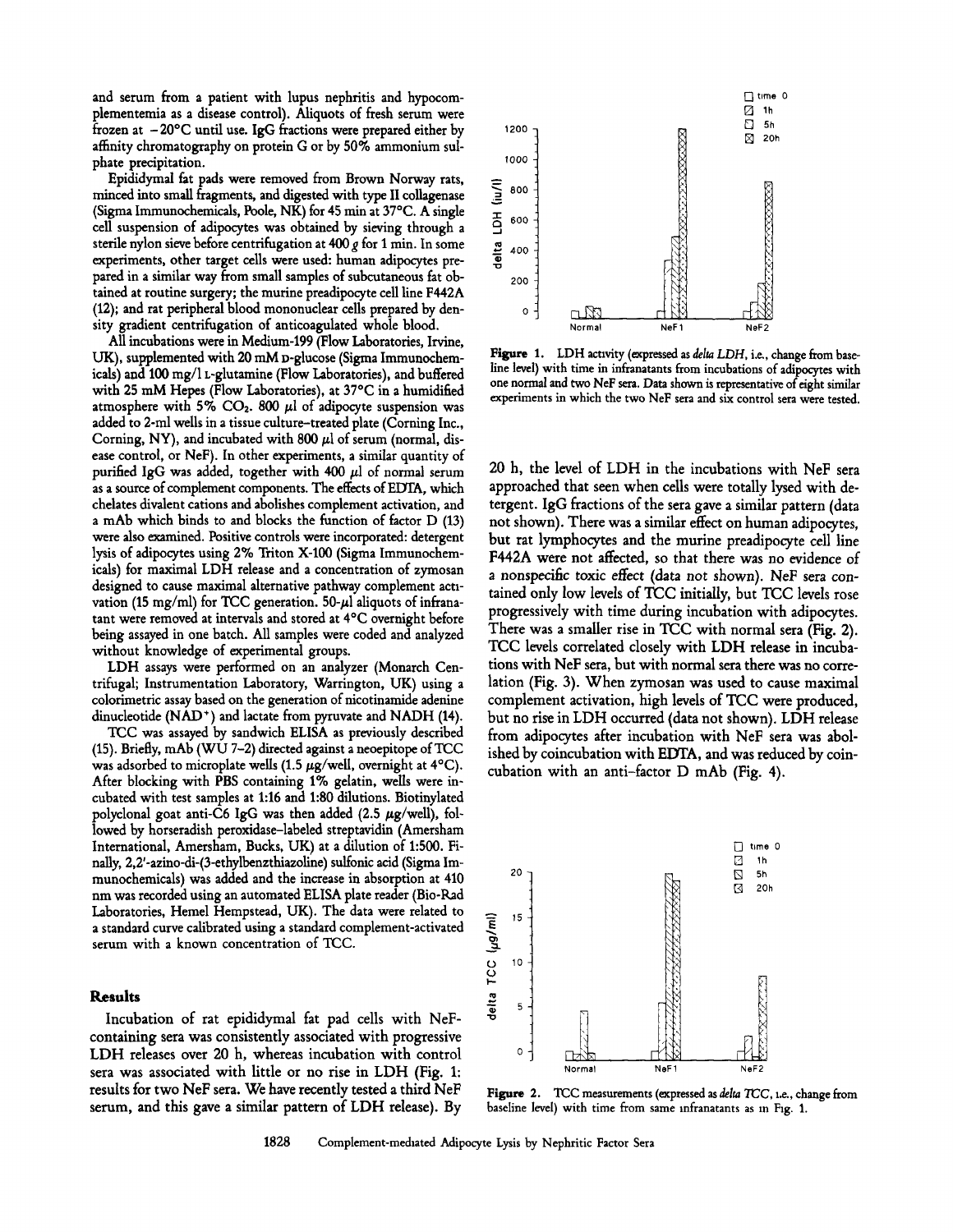and serum from a patient with lupus nephritis and hypocomplementemia as a disease control). Aliquots of fresh serum were frozen at −20°C until use. IgG fractions were prepared either by affinity chromatography on protein G or by 50% ammonium sulphate precipitation.

Epididymal fat pads were removed from Brown Norway rats, minced into small fragments, and digested with type II collagenase (Sigma Immunochemicals, Poole, NK) for 45 min at 37°C. A single cell suspension of adipocytes was obtained by sieving through a sterile nylon sieve before centrifugation at 400 *g* for 1 min. In some experiments, other target cells were used: human adipocytes prepared in a similar way from small samples of subcutaneous fat obtained at routine surgery; the murine preadipocyte cell line F442A (12); and rat peripheral blood mononuclear cells prepared by density gradient centrifugation of anticoagulated whole blood.

All incubations were in Medium-199 (Flow Laboratories, Irvine, UK), supplemented with 20 mM D-glucose (Sigma Immunochemicals) and 100 mg/l L-glutamine (Flow Laboratories), and buffered with 25 mM Hepes (Flow Laboratories), at 37°C in a humidified atmosphere with 5% $CO_2$. 800 μl of adipocyte suspension was added to 2-ml wells in a tissue culture–treated plate (Corning Inc., Corning, NY), and incubated with 800 μl of serum (normal, disease control, or NeF). In other experiments, a similar quantity of purified IgG was added, together with 400 μl of normal serum as a source of complement components. The effects of EDTA, which chelates divalent cations and abolishes complement activation, and a mAb which binds to and blocks the function of factor D (13) were also examined. Positive controls were incorporated: detergent lysis of adipocytes using 2% Triton X-100 (Sigma Immunochemicals) for maximal LDH release and a concentration of zymosan designed to cause maximal alternative pathway complement activation (15 mg/ml) for TCC generation. 50-μl aliquots of infranatant were removed at intervals and stored at 4°C overnight before being assayed in one batch. All samples were coded and analyzed without knowledge of experimental groups.

LDH assays were performed on an analyzer (Monarch Centrifugal; Instrumentation Laboratory, Warrington, UK) using a colorimetric assay based on the generation of nicotinamide adenine dinucleotide ($NAD^+$) and lactate from pyruvate and NADH (14).

TCC was assayed by sandwich ELISA as previously described (15). Briefly, mAb (WU 7–2) directed against a neoepitope of TCC was adsorbed to microplate wells (1.5 μg/well, overnight at 4°C). After blocking with PBS containing 1% gelatin, wells were incubated with test samples at 1:16 and 1:80 dilutions. Biotinylated polyclonal goat anti-C6 IgG was then added (2.5 μg/well), followed by horseradish peroxidase–labeled streptavidin (Amersham International, Amersham, Bucks, UK) at a dilution of 1:500. Finally, 2,2′-azino-di-(3-ethylbenzthiazoline) sulfonic acid (Sigma Immunochemicals) was added and the increase in absorption at 410 nm was recorded using an automated ELISA plate reader (Bio-Rad Laboratories, Hemel Hempstead, UK). The data were related to a standard curve calibrated using a standard complement-activated serum with a known concentration of TCC.

## Results

Incubation of rat epididymal fat pad cells with NeF-containing sera was consistently associated with progressive LDH releases over 20 h, whereas incubation with control sera was associated with little or no rise in LDH (Fig. 1: results for two NeF sera. We have recently tested a third NeF serum, and this gave a similar pattern of LDH release). By 20 h, the level of LDH in the incubations with NeF sera approached that seen when cells were totally lysed with detergent. IgG fractions of the sera gave a similar pattern (data not shown). There was a similar effect on human adipocytes, but rat lymphocytes and the murine preadipocyte cell line F442A were not affected, so that there was no evidence of a nonspecific toxic effect (data not shown). NeF sera contained only low levels of TCC initially, but TCC levels rose progressively with time during incubation with adipocytes. There was a smaller rise in TCC with normal sera (Fig. 2). TCC levels correlated closely with LDH release in incubations with NeF sera, but with normal sera there was no correlation (Fig. 3). When zymosan was used to cause maximal complement activation, high levels of TCC were produced, but no rise in LDH occurred (data not shown). LDH release from adipocytes after incubation with NeF sera was abolished by coincubation with EDTA, and was reduced by coincubation with an anti–factor D mAb (Fig. 4).

**Figure 1.** LDH activity (expressed as *delta LDH*, i.e., change from baseline level) with time in infranatants from incubations of adipocytes with one normal and two NeF sera. Data shown is representative of eight similar experiments in which the two NeF sera and six control sera were tested.

**Figure 2.** TCC measurements (expressed as *delta TCC*, i.e., change from baseline level) with time from same infranatants as in Fig. 1.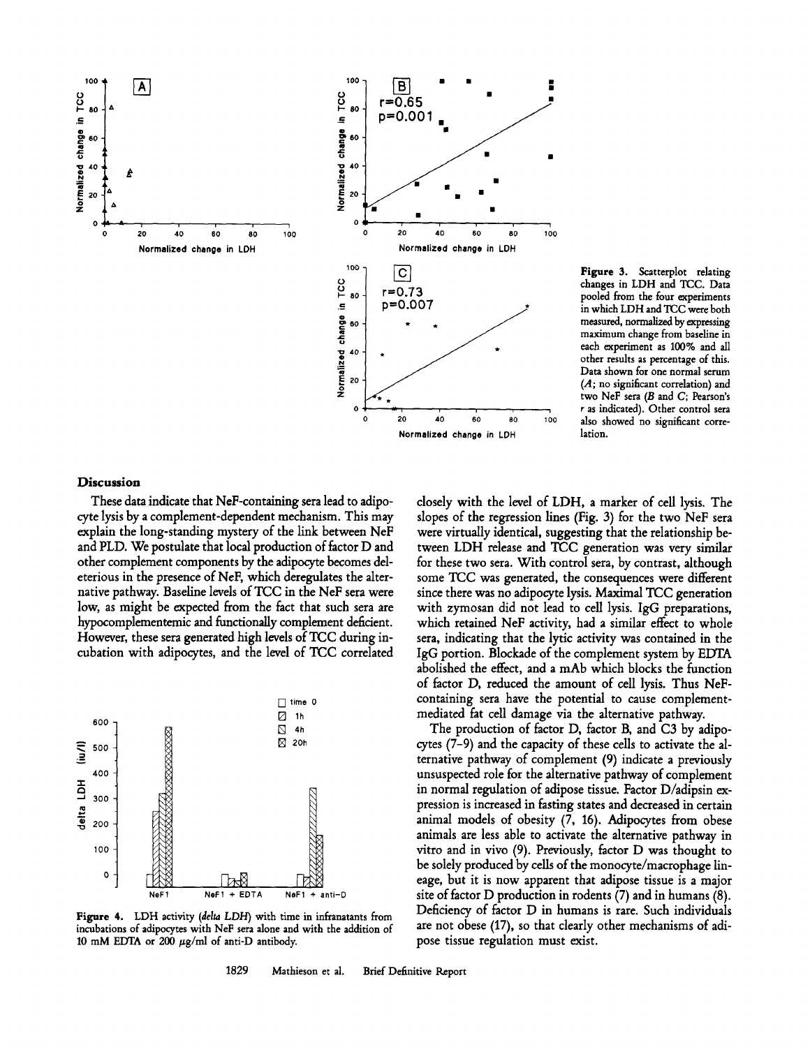**Figure 3.** Scatterplot relating changes in LDH and TCC. Data pooled from the four experiments in which LDH and TCC were both measured, normalized by expressing maximum change from baseline in each experiment as 100% and all other results as percentage of this. Data shown for one normal serum (*A*; no significant correlation) and two NeF sera (*B* and *C*; Pearson's *r* as indicated). Other control sera also showed no significant correlation.

## Discussion

These data indicate that NeF-containing sera lead to adipocyte lysis by a complement-dependent mechanism. This may explain the long-standing mystery of the link between NeF and PLD. We postulate that local production of factor D and other complement components by the adipocyte becomes deleterious in the presence of NeF, which deregulates the alternative pathway. Baseline levels of TCC in the NeF sera were low, as might be expected from the fact that such sera are hypocomplementemic and functionally complement deficient. However, these sera generated high levels of TCC during incubation with adipocytes, and the level of TCC correlated closely with the level of LDH, a marker of cell lysis. The slopes of the regression lines (Fig. 3) for the two NeF sera were virtually identical, suggesting that the relationship between LDH release and TCC generation was very similar for these two sera. With control sera, by contrast, although some TCC was generated, the consequences were different since there was no adipocyte lysis. Maximal TCC generation with zymosan did not lead to cell lysis. IgG preparations, which retained NeF activity, had a similar effect to whole sera, indicating that the lytic activity was contained in the IgG portion. Blockade of the complement system by EDTA abolished the effect, and a mAb which blocks the function of factor D, reduced the amount of cell lysis. Thus NeF-containing sera have the potential to cause complement-mediated fat cell damage via the alternative pathway.

**Figure 4.** LDH activity (*delta LDH*) with time in infranatants from incubations of adipocytes with NeF sera alone and with the addition of 10 mM EDTA or 200 $\mu$g/ml of anti-D antibody.

The production of factor D, factor B, and C3 by adipocytes (7–9) and the capacity of these cells to activate the alternative pathway of complement (9) indicate a previously unsuspected role for the alternative pathway of complement in normal regulation of adipose tissue. Factor D/adipsin expression is increased in fasting states and decreased in certain animal models of obesity (7, 16). Adipocytes from obese animals are less able to activate the alternative pathway in vitro and in vivo (9). Previously, factor D was thought to be solely produced by cells of the monocyte/macrophage lineage, but it is now apparent that adipose tissue is a major site of factor D production in rodents (7) and in humans (8). Deficiency of factor D in humans is rare. Such individuals are not obese (17), so that clearly other mechanisms of adipose tissue regulation must exist.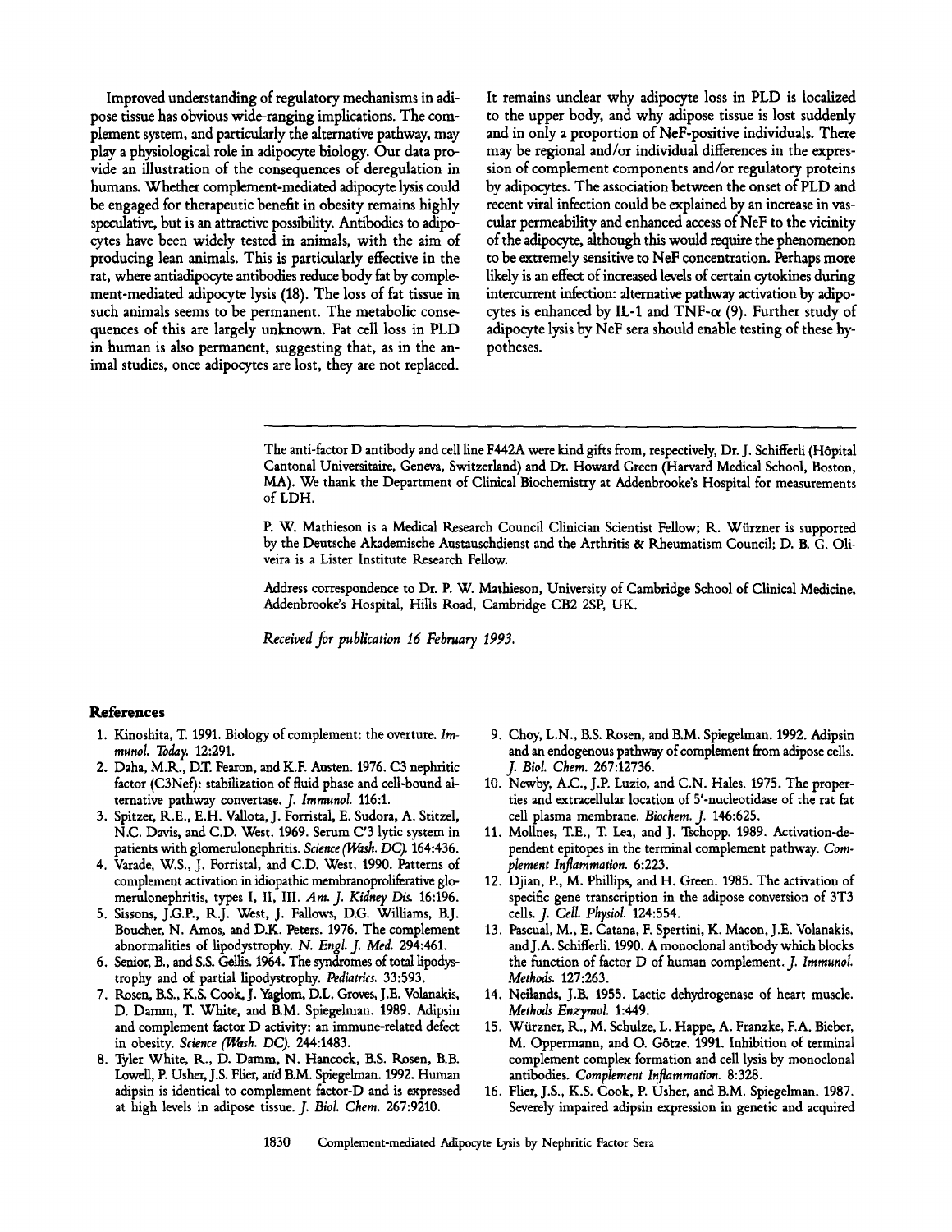Improved understanding of regulatory mechanisms in adipose tissue has obvious wide-ranging implications. The complement system, and particularly the alternative pathway, may play a physiological role in adipocyte biology. Our data provide an illustration of the consequences of deregulation in humans. Whether complement-mediated adipocyte lysis could be engaged for therapeutic benefit in obesity remains highly speculative, but is an attractive possibility. Antibodies to adipocytes have been widely tested in animals, with the aim of producing lean animals. This is particularly effective in the rat, where antiadipocyte antibodies reduce body fat by complement-mediated adipocyte lysis (18). The loss of fat tissue in such animals seems to be permanent. The metabolic consequences of this are largely unknown. Fat cell loss in PLD in human is also permanent, suggesting that, as in the animal studies, once adipocytes are lost, they are not replaced. It remains unclear why adipocyte loss in PLD is localized to the upper body, and why adipose tissue is lost suddenly and in only a proportion of NeF-positive individuals. There may be regional and/or individual differences in the expression of complement components and/or regulatory proteins by adipocytes. The association between the onset of PLD and recent viral infection could be explained by an increase in vascular permeability and enhanced access of NeF to the vicinity of the adipocyte, although this would require the phenomenon to be extremely sensitive to NeF concentration. Perhaps more likely is an effect of increased levels of certain cytokines during intercurrent infection: alternative pathway activation by adipocytes is enhanced by IL-1 and TNF-$\alpha$ (9). Further study of adipocyte lysis by NeF sera should enable testing of these hypotheses.

---

The anti-factor D antibody and cell line F442A were kind gifts from, respectively, Dr. J. Schifferli (Hôpital Cantonal Universitaire, Geneva, Switzerland) and Dr. Howard Green (Harvard Medical School, Boston, MA). We thank the Department of Clinical Biochemistry at Addenbrooke's Hospital for measurements of LDH.

P. W. Mathieson is a Medical Research Council Clinician Scientist Fellow; R. Würzner is supported by the Deutsche Akademische Austauschdienst and the Arthritis & Rheumatism Council; D. B. G. Oliveira is a Lister Institute Research Fellow.

Address correspondence to Dr. P. W. Mathieson, University of Cambridge School of Clinical Medicine, Addenbrooke's Hospital, Hills Road, Cambridge CB2 2SP, UK.

*Received for publication 16 February 1993.*

## References

1. Kinoshita, T. 1991. Biology of complement: the overture. *Immunol. Today.* 12:291.
2. Daha, M.R., D.T. Fearon, and K.F. Austen. 1976. C3 nephritic factor (C3Nef): stabilization of fluid phase and cell-bound alternative pathway convertase. *J. Immunol.* 116:1.
3. Spitzer, R.E., E.H. Vallota, J. Forristal, E. Sudora, A. Stitzel, N.C. Davis, and C.D. West. 1969. Serum C'3 lytic system in patients with glomerulonephritis. *Science (Wash. DC).* 164:436.
4. Varade, W.S., J. Forristal, and C.D. West. 1990. Patterns of complement activation in idiopathic membranoproliferative glomerulonephritis, types I, II, III. *Am. J. Kidney Dis.* 16:196.
5. Sissons, J.G.P., R.J. West, J. Fallows, D.G. Williams, B.J. Boucher, N. Amos, and D.K. Peters. 1976. The complement abnormalities of lipodystrophy. *N. Engl. J. Med.* 294:461.
6. Senior, B., and S.S. Gellis. 1964. The syndromes of total lipodystrophy and of partial lipodystrophy. *Pediatrics.* 33:593.
7. Rosen, B.S., K.S. Cook, J. Yaglom, D.L. Groves, J.E. Volanakis, D. Damm, T. White, and B.M. Spiegelman. 1989. Adipsin and complement factor D activity: an immune-related defect in obesity. *Science (Wash. DC).* 244:1483.
8. Tyler White, R., D. Damm, N. Hancock, B.S. Rosen, B.B. Lowell, P. Usher, J.S. Flier, and B.M. Spiegelman. 1992. Human adipsin is identical to complement factor-D and is expressed at high levels in adipose tissue. *J. Biol. Chem.* 267:9210.
9. Choy, L.N., B.S. Rosen, and B.M. Spiegelman. 1992. Adipsin and an endogenous pathway of complement from adipose cells. *J. Biol. Chem.* 267:12736.
10. Newby, A.C., J.P. Luzio, and C.N. Hales. 1975. The properties and extracellular location of 5'-nucleotidase of the rat fat cell plasma membrane. *Biochem. J.* 146:625.
11. Mollnes, T.E., T. Lea, and J. Tschopp. 1989. Activation-dependent epitopes in the terminal complement pathway. *Complement Inflammation.* 6:223.
12. Djian, P., M. Phillips, and H. Green. 1985. The activation of specific gene transcription in the adipose conversion of 3T3 cells. *J. Cell. Physiol.* 124:554.
13. Pascual, M., E. Catana, F. Spertini, K. Macon, J.E. Volanakis, and J.A. Schifferli. 1990. A monoclonal antibody which blocks the function of factor D of human complement. *J. Immunol. Methods.* 127:263.
14. Neilands, J.B. 1955. Lactic dehydrogenase of heart muscle. *Methods Enzymol.* 1:449.
15. Würzner, R., M. Schulze, L. Happe, A. Franzke, F.A. Bieber, M. Oppermann, and O. Götze. 1991. Inhibition of terminal complement complex formation and cell lysis by monoclonal antibodies. *Complement Inflammation.* 8:328.
16. Flier, J.S., K.S. Cook, P. Usher, and B.M. Spiegelman. 1987. Severely impaired adipsin expression in genetic and acquired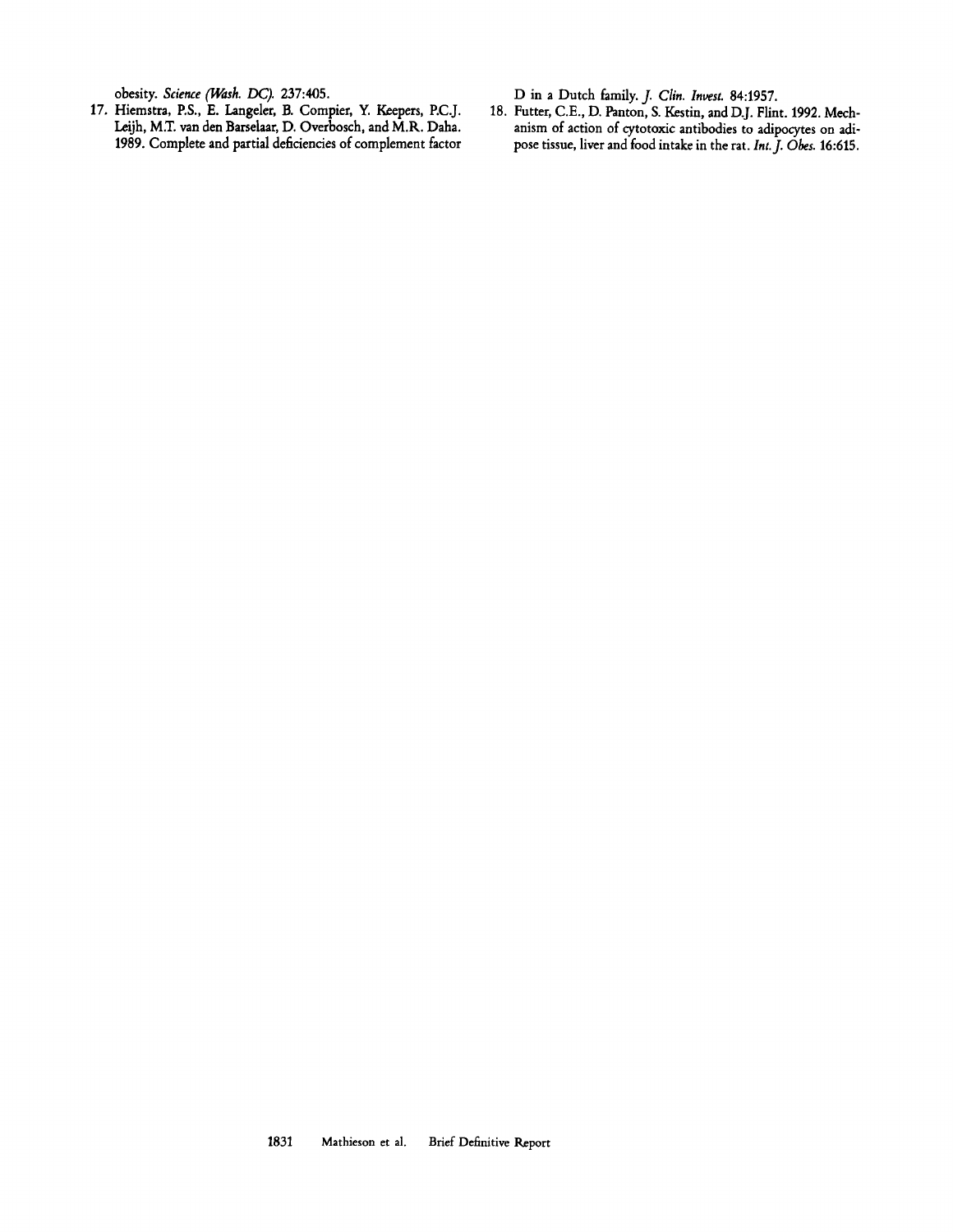obesity. *Science (Wash. DC).* 237:405.

17. Hiemstra, P.S., E. Langeler, B. Compier, Y. Keepers, P.C.J. Leijh, M.T. van den Barselaar, D. Overbosch, and M.R. Daha. 1989. Complete and partial deficiencies of complement factor D in a Dutch family. *J. Clin. Invest.* 84:1957.
18. Futter, C.E., D. Panton, S. Kestin, and D.J. Flint. 1992. Mechanism of action of cytotoxic antibodies to adipocytes on adipose tissue, liver and food intake in the rat. *Int. J. Obes.* 16:615.